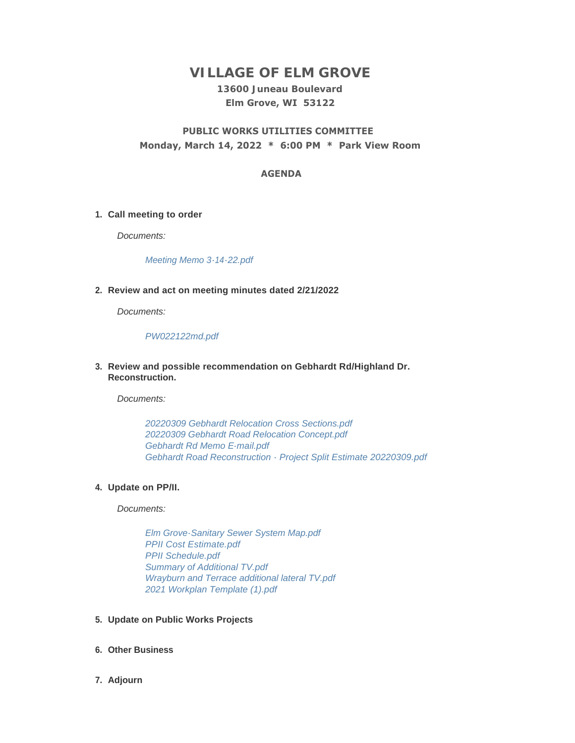# VILLAGE OF ELM GROVE

**13600 Juneau Boulevard**
**Elm Grove, WI 53122**

## PUBLIC WORKS UTILITIES COMMITTEE

**Monday, March 14, 2022 * 6:00 PM * Park View Room**

### AGENDA

1. **Call meeting to order**

   *Documents:*

   *Meeting Memo 3-14-22.pdf*

2. **Review and act on meeting minutes dated 2/21/2022**

   *Documents:*

   *PW022122md.pdf*

3. **Review and possible recommendation on Gebhardt Rd/Highland Dr. Reconstruction.**

   *Documents:*

   *20220309 Gebhardt Relocation Cross Sections.pdf*
   *20220309 Gebhardt Road Relocation Concept.pdf*
   *Gebhardt Rd Memo E-mail.pdf*
   *Gebhardt Road Reconstruction - Project Split Estimate 20220309.pdf*

4. **Update on PP/II.**

   *Documents:*

   *Elm Grove-Sanitary Sewer System Map.pdf*
   *PPII Cost Estimate.pdf*
   *PPII Schedule.pdf*
   *Summary of Additional TV.pdf*
   *Wrayburn and Terrace additional lateral TV.pdf*
   *2021 Workplan Template (1).pdf*

5. **Update on Public Works Projects**

6. **Other Business**

7. **Adjourn**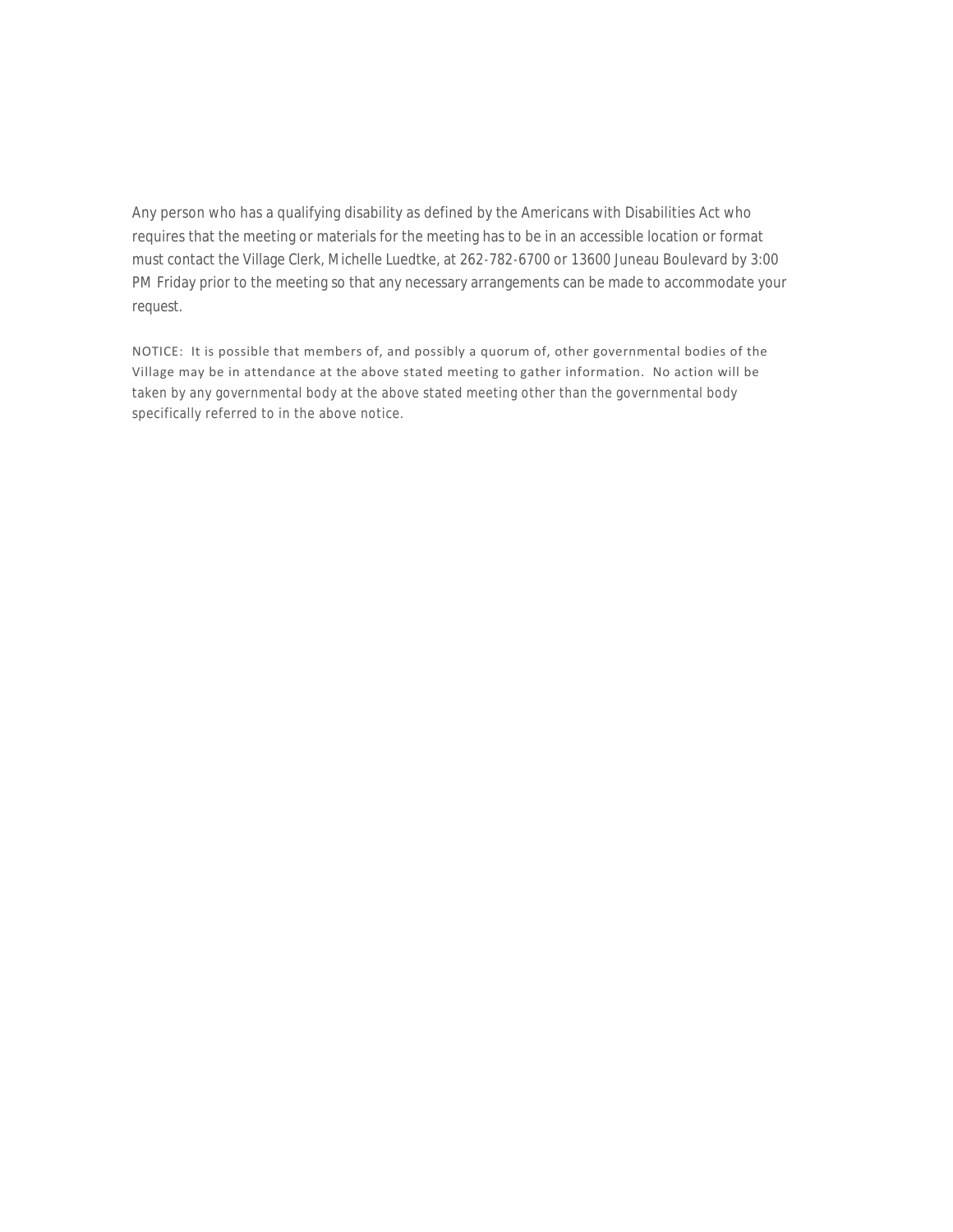Any person who has a qualifying disability as defined by the Americans with Disabilities Act who requires that the meeting or materials for the meeting has to be in an accessible location or format must contact the Village Clerk, Michelle Luedtke, at 262-782-6700 or 13600 Juneau Boulevard by 3:00 PM Friday prior to the meeting so that any necessary arrangements can be made to accommodate your request.

NOTICE: It is possible that members of, and possibly a quorum of, other governmental bodies of the Village may be in attendance at the above stated meeting to gather information. No action will be taken by any governmental body at the above stated meeting other than the governmental body specifically referred to in the above notice.